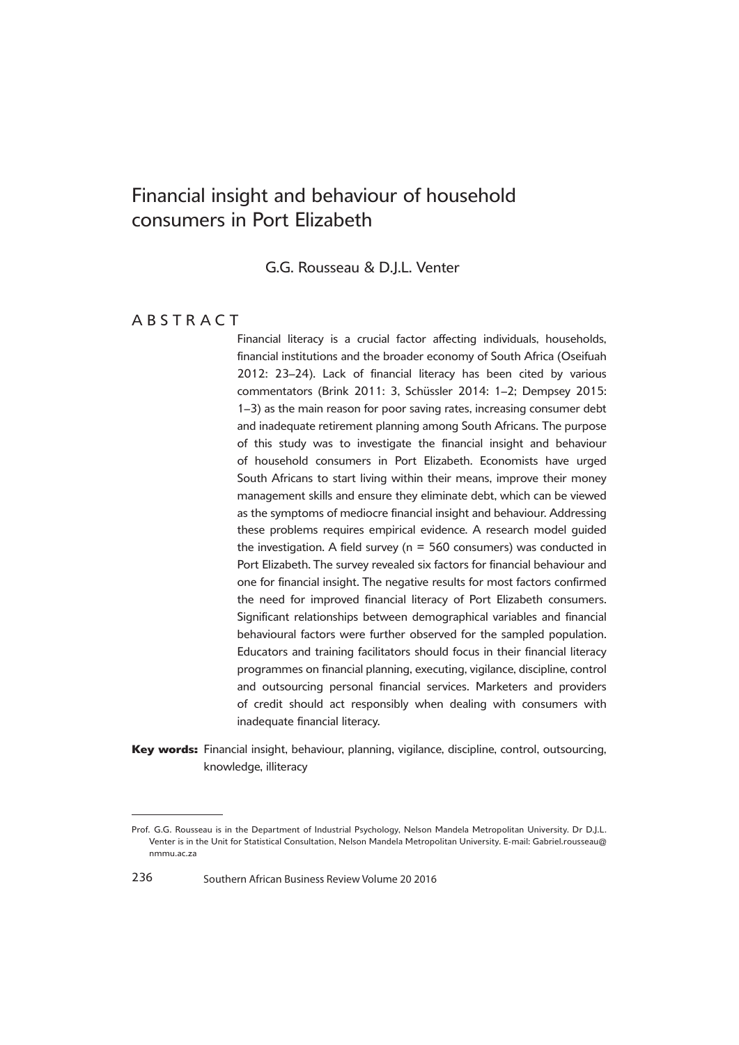# Financial insight and behaviour of household consumers in Port Elizabeth

G.G. Rousseau & D.J.L. Venter

## ABSTRACT

Financial literacy is a crucial factor affecting individuals, households, financial institutions and the broader economy of South Africa (Oseifuah 2012: 23–24). Lack of financial literacy has been cited by various commentators (Brink 2011: 3, Schüssler 2014: 1–2; Dempsey 2015: 1–3) as the main reason for poor saving rates, increasing consumer debt and inadequate retirement planning among South Africans. The purpose of this study was to investigate the financial insight and behaviour of household consumers in Port Elizabeth. Economists have urged South Africans to start living within their means, improve their money management skills and ensure they eliminate debt, which can be viewed as the symptoms of mediocre financial insight and behaviour. Addressing these problems requires empirical evidence. A research model guided the investigation. A field survey (n = 560 consumers) was conducted in Port Elizabeth. The survey revealed six factors for financial behaviour and one for financial insight. The negative results for most factors confirmed the need for improved financial literacy of Port Elizabeth consumers. Significant relationships between demographical variables and financial behavioural factors were further observed for the sampled population. Educators and training facilitators should focus in their financial literacy programmes on financial planning, executing, vigilance, discipline, control and outsourcing personal financial services. Marketers and providers of credit should act responsibly when dealing with consumers with inadequate financial literacy.

**Key words:** Financial insight, behaviour, planning, vigilance, discipline, control, outsourcing, knowledge, illiteracy

---

Prof. G.G. Rousseau is in the Department of Industrial Psychology, Nelson Mandela Metropolitan University. Dr D.J.L. Venter is in the Unit for Statistical Consultation, Nelson Mandela Metropolitan University. E-mail: Gabriel.rousseau@nmmu.ac.za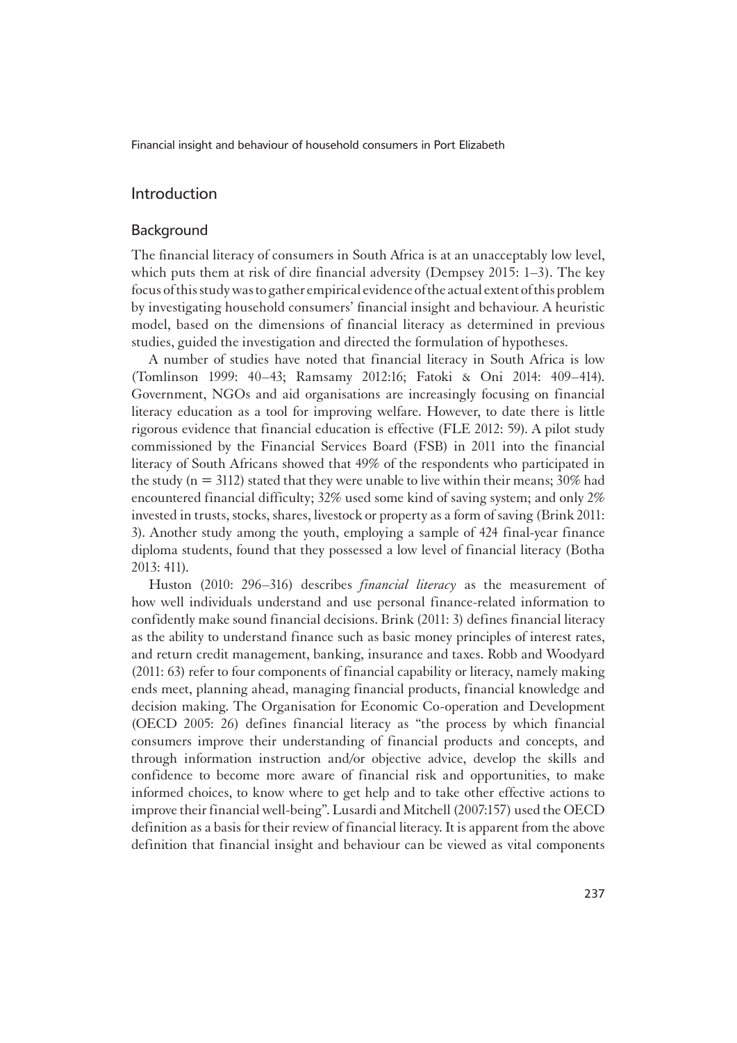## Introduction

### Background

The financial literacy of consumers in South Africa is at an unacceptably low level, which puts them at risk of dire financial adversity (Dempsey 2015: 1–3). The key focus of this study was to gather empirical evidence of the actual extent of this problem by investigating household consumers' financial insight and behaviour. A heuristic model, based on the dimensions of financial literacy as determined in previous studies, guided the investigation and directed the formulation of hypotheses.

A number of studies have noted that financial literacy in South Africa is low (Tomlinson 1999: 40–43; Ramsamy 2012:16; Fatoki & Oni 2014: 409–414). Government, NGOs and aid organisations are increasingly focusing on financial literacy education as a tool for improving welfare. However, to date there is little rigorous evidence that financial education is effective (FLE 2012: 59). A pilot study commissioned by the Financial Services Board (FSB) in 2011 into the financial literacy of South Africans showed that 49% of the respondents who participated in the study (n = 3112) stated that they were unable to live within their means; 30% had encountered financial difficulty; 32% used some kind of saving system; and only 2% invested in trusts, stocks, shares, livestock or property as a form of saving (Brink 2011: 3). Another study among the youth, employing a sample of 424 final-year finance diploma students, found that they possessed a low level of financial literacy (Botha 2013: 411).

Huston (2010: 296–316) describes *financial literacy* as the measurement of how well individuals understand and use personal finance-related information to confidently make sound financial decisions. Brink (2011: 3) defines financial literacy as the ability to understand finance such as basic money principles of interest rates, and return credit management, banking, insurance and taxes. Robb and Woodyard (2011: 63) refer to four components of financial capability or literacy, namely making ends meet, planning ahead, managing financial products, financial knowledge and decision making. The Organisation for Economic Co-operation and Development (OECD 2005: 26) defines financial literacy as "the process by which financial consumers improve their understanding of financial products and concepts, and through information instruction and/or objective advice, develop the skills and confidence to become more aware of financial risk and opportunities, to make informed choices, to know where to get help and to take other effective actions to improve their financial well-being". Lusardi and Mitchell (2007:157) used the OECD definition as a basis for their review of financial literacy. It is apparent from the above definition that financial insight and behaviour can be viewed as vital components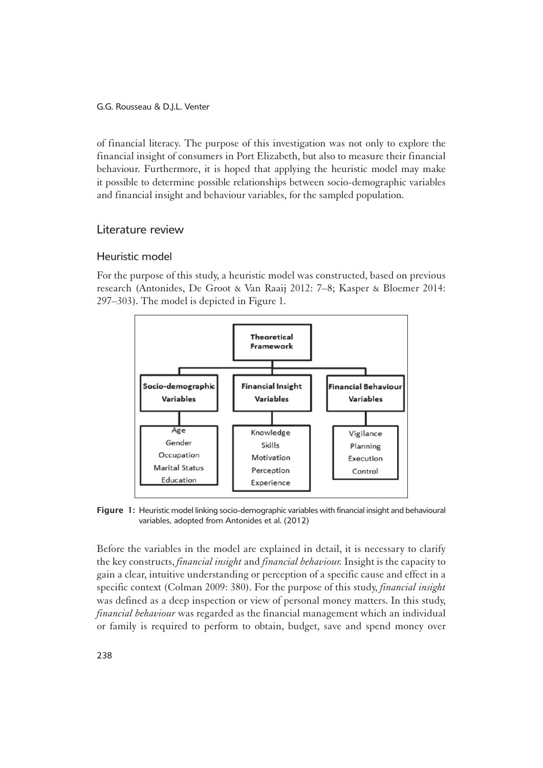of financial literacy. The purpose of this investigation was not only to explore the financial insight of consumers in Port Elizabeth, but also to measure their financial behaviour. Furthermore, it is hoped that applying the heuristic model may make it possible to determine possible relationships between socio-demographic variables and financial insight and behaviour variables, for the sampled population.

## Literature review

### Heuristic model

For the purpose of this study, a heuristic model was constructed, based on previous research (Antonides, De Groot & Van Raaij 2012: 7–8; Kasper & Bloemer 2014: 297–303). The model is depicted in Figure 1.

**Theoretical Framework**

| Socio-demographic Variables | Financial Insight Variables | Financial Behaviour Variables |
|---|---|---|
| Age | Knowledge | Vigilance |
| Gender | Skills | Planning |
| Occupation | Motivation | Execution |
| Marital Status | Perception | Control |
| Education | Experience | |

**Figure 1:** Heuristic model linking socio-demographic variables with financial insight and behavioural variables, adopted from Antonides et al. (2012)

Before the variables in the model are explained in detail, it is necessary to clarify the key constructs, *financial insight* and *financial behaviour.* Insight is the capacity to gain a clear, intuitive understanding or perception of a specific cause and effect in a specific context (Colman 2009: 380). For the purpose of this study, *financial insight* was defined as a deep inspection or view of personal money matters. In this study, *financial behaviour* was regarded as the financial management which an individual or family is required to perform to obtain, budget, save and spend money over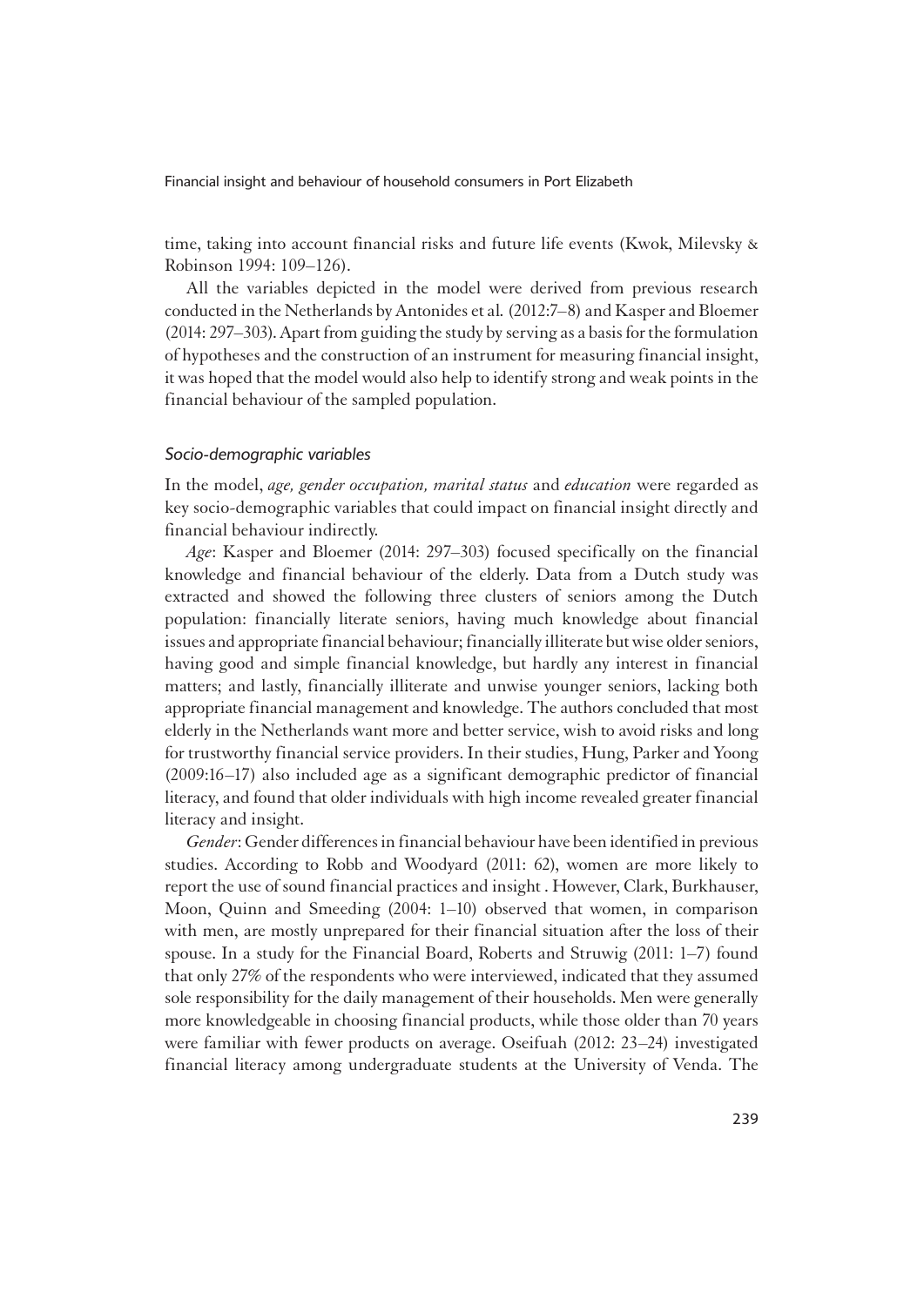time, taking into account financial risks and future life events (Kwok, Milevsky & Robinson 1994: 109–126).

All the variables depicted in the model were derived from previous research conducted in the Netherlands by Antonides et al. (2012:7–8) and Kasper and Bloemer (2014: 297–303). Apart from guiding the study by serving as a basis for the formulation of hypotheses and the construction of an instrument for measuring financial insight, it was hoped that the model would also help to identify strong and weak points in the financial behaviour of the sampled population.

### *Socio-demographic variables*

In the model, *age, gender occupation, marital status* and *education* were regarded as key socio-demographic variables that could impact on financial insight directly and financial behaviour indirectly.

*Age*: Kasper and Bloemer (2014: 297–303) focused specifically on the financial knowledge and financial behaviour of the elderly. Data from a Dutch study was extracted and showed the following three clusters of seniors among the Dutch population: financially literate seniors, having much knowledge about financial issues and appropriate financial behaviour; financially illiterate but wise older seniors, having good and simple financial knowledge, but hardly any interest in financial matters; and lastly, financially illiterate and unwise younger seniors, lacking both appropriate financial management and knowledge. The authors concluded that most elderly in the Netherlands want more and better service, wish to avoid risks and long for trustworthy financial service providers. In their studies, Hung, Parker and Yoong (2009:16–17) also included age as a significant demographic predictor of financial literacy, and found that older individuals with high income revealed greater financial literacy and insight.

*Gender*: Gender differences in financial behaviour have been identified in previous studies. According to Robb and Woodyard (2011: 62), women are more likely to report the use of sound financial practices and insight . However, Clark, Burkhauser, Moon, Quinn and Smeeding (2004: 1–10) observed that women, in comparison with men, are mostly unprepared for their financial situation after the loss of their spouse. In a study for the Financial Board, Roberts and Struwig (2011: 1–7) found that only 27% of the respondents who were interviewed, indicated that they assumed sole responsibility for the daily management of their households. Men were generally more knowledgeable in choosing financial products, while those older than 70 years were familiar with fewer products on average. Oseifuah (2012: 23–24) investigated financial literacy among undergraduate students at the University of Venda. The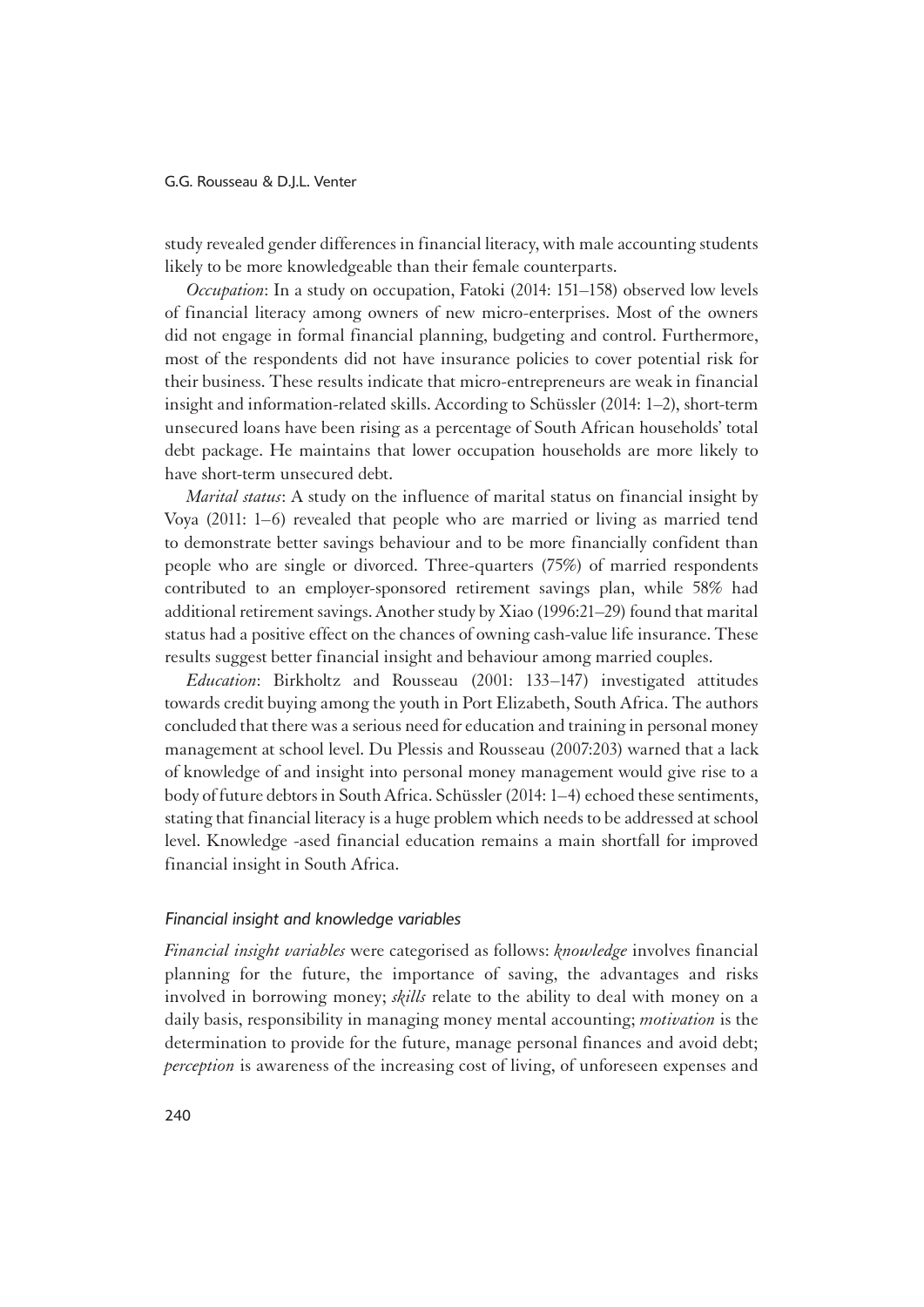study revealed gender differences in financial literacy, with male accounting students likely to be more knowledgeable than their female counterparts.

*Occupation*: In a study on occupation, Fatoki (2014: 151–158) observed low levels of financial literacy among owners of new micro-enterprises. Most of the owners did not engage in formal financial planning, budgeting and control. Furthermore, most of the respondents did not have insurance policies to cover potential risk for their business. These results indicate that micro-entrepreneurs are weak in financial insight and information-related skills. According to Schüssler (2014: 1–2), short-term unsecured loans have been rising as a percentage of South African households' total debt package. He maintains that lower occupation households are more likely to have short-term unsecured debt.

*Marital status*: A study on the influence of marital status on financial insight by Voya (2011: 1–6) revealed that people who are married or living as married tend to demonstrate better savings behaviour and to be more financially confident than people who are single or divorced. Three-quarters (75%) of married respondents contributed to an employer-sponsored retirement savings plan, while 58% had additional retirement savings. Another study by Xiao (1996:21–29) found that marital status had a positive effect on the chances of owning cash-value life insurance. These results suggest better financial insight and behaviour among married couples.

*Education*: Birkholtz and Rousseau (2001: 133–147) investigated attitudes towards credit buying among the youth in Port Elizabeth, South Africa. The authors concluded that there was a serious need for education and training in personal money management at school level. Du Plessis and Rousseau (2007:203) warned that a lack of knowledge of and insight into personal money management would give rise to a body of future debtors in South Africa. Schüssler (2014: 1–4) echoed these sentiments, stating that financial literacy is a huge problem which needs to be addressed at school level. Knowledge -ased financial education remains a main shortfall for improved financial insight in South Africa.

### *Financial insight and knowledge variables*

*Financial insight variables* were categorised as follows: *knowledge* involves financial planning for the future, the importance of saving, the advantages and risks involved in borrowing money; *skills* relate to the ability to deal with money on a daily basis, responsibility in managing money mental accounting; *motivation* is the determination to provide for the future, manage personal finances and avoid debt; *perception* is awareness of the increasing cost of living, of unforeseen expenses and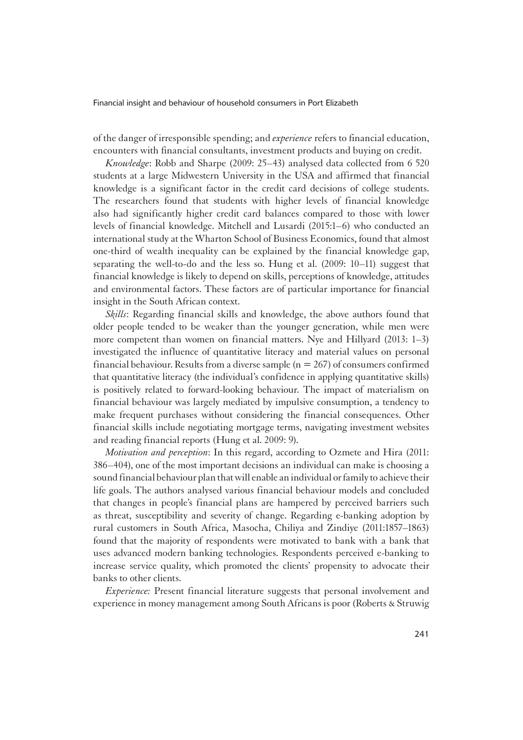of the danger of irresponsible spending; and *experience* refers to financial education, encounters with financial consultants, investment products and buying on credit.

*Knowledge*: Robb and Sharpe (2009: 25–43) analysed data collected from 6 520 students at a large Midwestern University in the USA and affirmed that financial knowledge is a significant factor in the credit card decisions of college students. The researchers found that students with higher levels of financial knowledge also had significantly higher credit card balances compared to those with lower levels of financial knowledge. Mitchell and Lusardi (2015:1–6) who conducted an international study at the Wharton School of Business Economics, found that almost one-third of wealth inequality can be explained by the financial knowledge gap, separating the well-to-do and the less so. Hung et al. (2009: 10–11) suggest that financial knowledge is likely to depend on skills, perceptions of knowledge, attitudes and environmental factors. These factors are of particular importance for financial insight in the South African context.

*Skills*: Regarding financial skills and knowledge, the above authors found that older people tended to be weaker than the younger generation, while men were more competent than women on financial matters. Nye and Hillyard (2013: 1–3) investigated the influence of quantitative literacy and material values on personal financial behaviour. Results from a diverse sample ($n = 267$) of consumers confirmed that quantitative literacy (the individual's confidence in applying quantitative skills) is positively related to forward-looking behaviour. The impact of materialism on financial behaviour was largely mediated by impulsive consumption, a tendency to make frequent purchases without considering the financial consequences. Other financial skills include negotiating mortgage terms, navigating investment websites and reading financial reports (Hung et al. 2009: 9).

*Motivation and perception*: In this regard, according to Ozmete and Hira (2011: 386–404), one of the most important decisions an individual can make is choosing a sound financial behaviour plan that will enable an individual or family to achieve their life goals. The authors analysed various financial behaviour models and concluded that changes in people's financial plans are hampered by perceived barriers such as threat, susceptibility and severity of change. Regarding e-banking adoption by rural customers in South Africa, Masocha, Chiliya and Zindiye (2011:1857–1863) found that the majority of respondents were motivated to bank with a bank that uses advanced modern banking technologies. Respondents perceived e-banking to increase service quality, which promoted the clients' propensity to advocate their banks to other clients.

*Experience:* Present financial literature suggests that personal involvement and experience in money management among South Africans is poor (Roberts & Struwig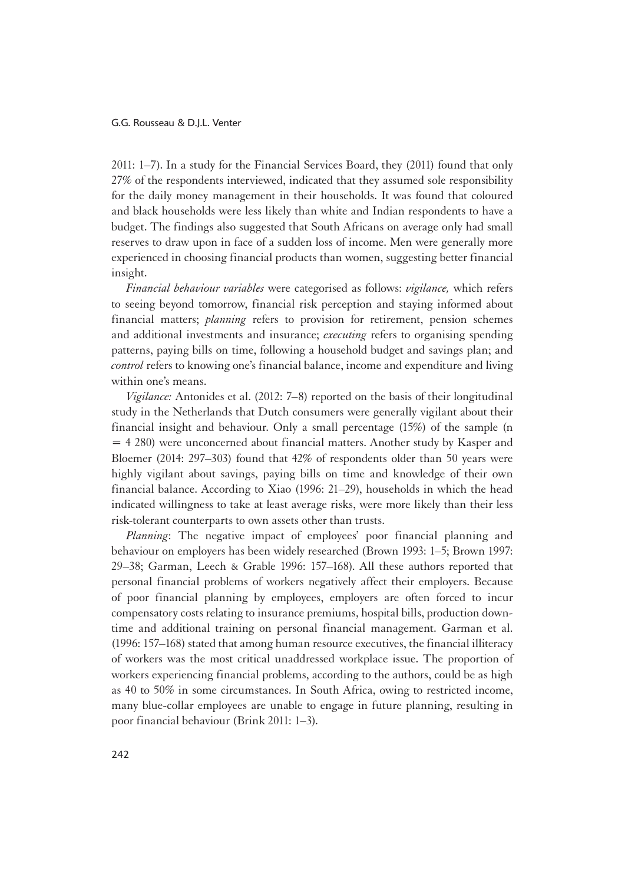2011: 1–7). In a study for the Financial Services Board, they (2011) found that only 27% of the respondents interviewed, indicated that they assumed sole responsibility for the daily money management in their households. It was found that coloured and black households were less likely than white and Indian respondents to have a budget. The findings also suggested that South Africans on average only had small reserves to draw upon in face of a sudden loss of income. Men were generally more experienced in choosing financial products than women, suggesting better financial insight.

*Financial behaviour variables* were categorised as follows: *vigilance,* which refers to seeing beyond tomorrow, financial risk perception and staying informed about financial matters; *planning* refers to provision for retirement, pension schemes and additional investments and insurance; *executing* refers to organising spending patterns, paying bills on time, following a household budget and savings plan; and *control* refers to knowing one's financial balance, income and expenditure and living within one's means.

*Vigilance:* Antonides et al. (2012: 7–8) reported on the basis of their longitudinal study in the Netherlands that Dutch consumers were generally vigilant about their financial insight and behaviour. Only a small percentage (15%) of the sample (n = 4 280) were unconcerned about financial matters. Another study by Kasper and Bloemer (2014: 297–303) found that 42% of respondents older than 50 years were highly vigilant about savings, paying bills on time and knowledge of their own financial balance. According to Xiao (1996: 21–29), households in which the head indicated willingness to take at least average risks, were more likely than their less risk-tolerant counterparts to own assets other than trusts.

*Planning*: The negative impact of employees' poor financial planning and behaviour on employers has been widely researched (Brown 1993: 1–5; Brown 1997: 29–38; Garman, Leech & Grable 1996: 157–168). All these authors reported that personal financial problems of workers negatively affect their employers. Because of poor financial planning by employees, employers are often forced to incur compensatory costs relating to insurance premiums, hospital bills, production downtime and additional training on personal financial management. Garman et al. (1996: 157–168) stated that among human resource executives, the financial illiteracy of workers was the most critical unaddressed workplace issue. The proportion of workers experiencing financial problems, according to the authors, could be as high as 40 to 50% in some circumstances. In South Africa, owing to restricted income, many blue-collar employees are unable to engage in future planning, resulting in poor financial behaviour (Brink 2011: 1–3).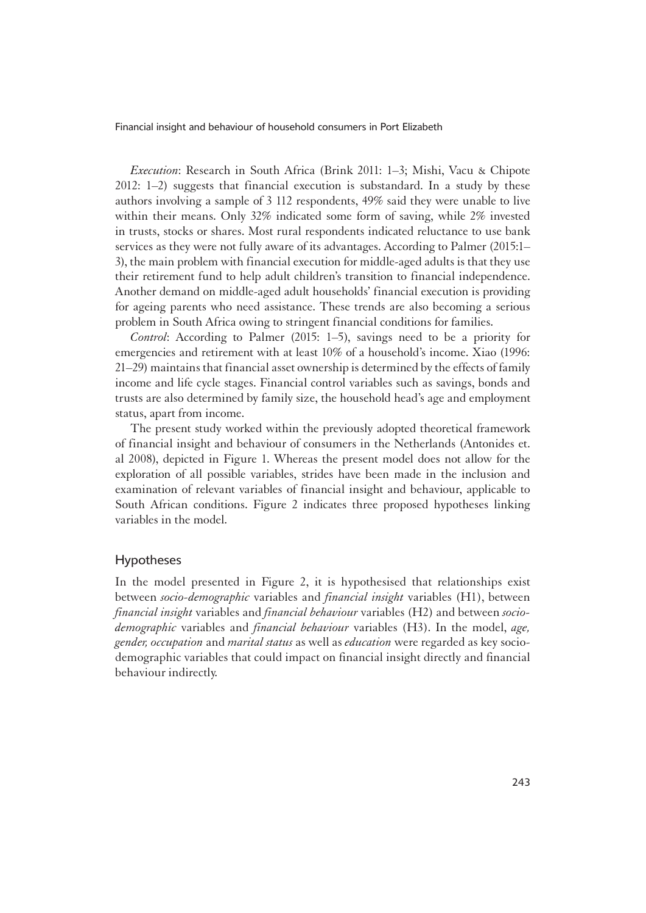*Execution*: Research in South Africa (Brink 2011: 1–3; Mishi, Vacu & Chipote 2012: 1–2) suggests that financial execution is substandard. In a study by these authors involving a sample of 3 112 respondents, 49% said they were unable to live within their means. Only 32% indicated some form of saving, while 2% invested in trusts, stocks or shares. Most rural respondents indicated reluctance to use bank services as they were not fully aware of its advantages. According to Palmer (2015:1–3), the main problem with financial execution for middle-aged adults is that they use their retirement fund to help adult children's transition to financial independence. Another demand on middle-aged adult households' financial execution is providing for ageing parents who need assistance. These trends are also becoming a serious problem in South Africa owing to stringent financial conditions for families.

*Control*: According to Palmer (2015: 1–5), savings need to be a priority for emergencies and retirement with at least 10% of a household's income. Xiao (1996: 21–29) maintains that financial asset ownership is determined by the effects of family income and life cycle stages. Financial control variables such as savings, bonds and trusts are also determined by family size, the household head's age and employment status, apart from income.

The present study worked within the previously adopted theoretical framework of financial insight and behaviour of consumers in the Netherlands (Antonides et. al 2008), depicted in Figure 1. Whereas the present model does not allow for the exploration of all possible variables, strides have been made in the inclusion and examination of relevant variables of financial insight and behaviour, applicable to South African conditions. Figure 2 indicates three proposed hypotheses linking variables in the model.

## Hypotheses

In the model presented in Figure 2, it is hypothesised that relationships exist between *socio-demographic* variables and *financial insight* variables (H1), between *financial insight* variables and *financial behaviour* variables (H2) and between *socio-demographic* variables and *financial behaviour* variables (H3). In the model, *age, gender, occupation* and *marital status* as well as *education* were regarded as key socio-demographic variables that could impact on financial insight directly and financial behaviour indirectly.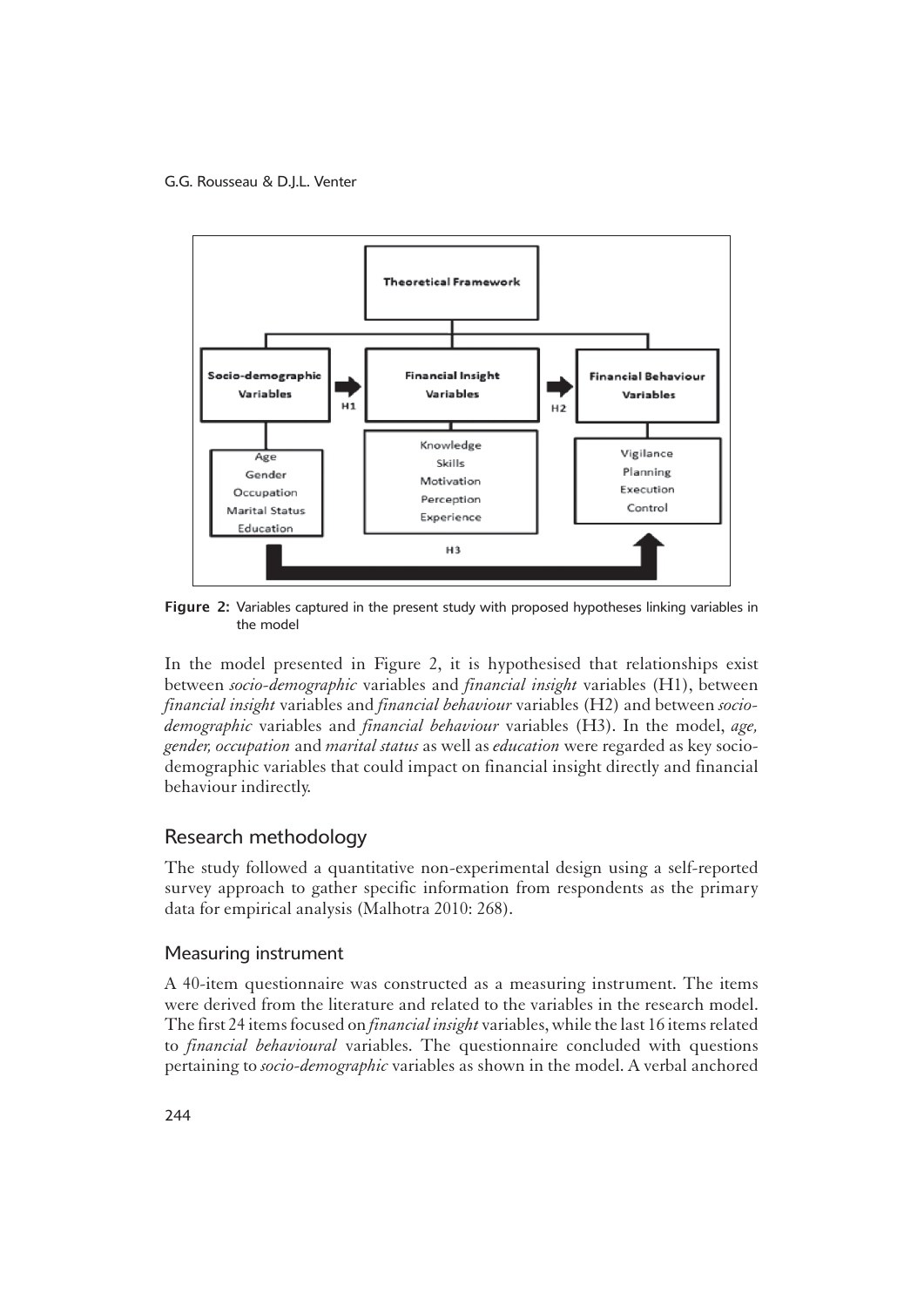**Figure 2:** Variables captured in the present study with proposed hypotheses linking variables in the model

In the model presented in Figure 2, it is hypothesised that relationships exist between *socio-demographic* variables and *financial insight* variables (H1), between *financial insight* variables and *financial behaviour* variables (H2) and between *socio-demographic* variables and *financial behaviour* variables (H3). In the model, *age, gender, occupation* and *marital status* as well as *education* were regarded as key socio-demographic variables that could impact on financial insight directly and financial behaviour indirectly.

## Research methodology

The study followed a quantitative non-experimental design using a self-reported survey approach to gather specific information from respondents as the primary data for empirical analysis (Malhotra 2010: 268).

### Measuring instrument

A 40-item questionnaire was constructed as a measuring instrument. The items were derived from the literature and related to the variables in the research model. The first 24 items focused on *financial insight* variables, while the last 16 items related to *financial behavioural* variables. The questionnaire concluded with questions pertaining to *socio-demographic* variables as shown in the model. A verbal anchored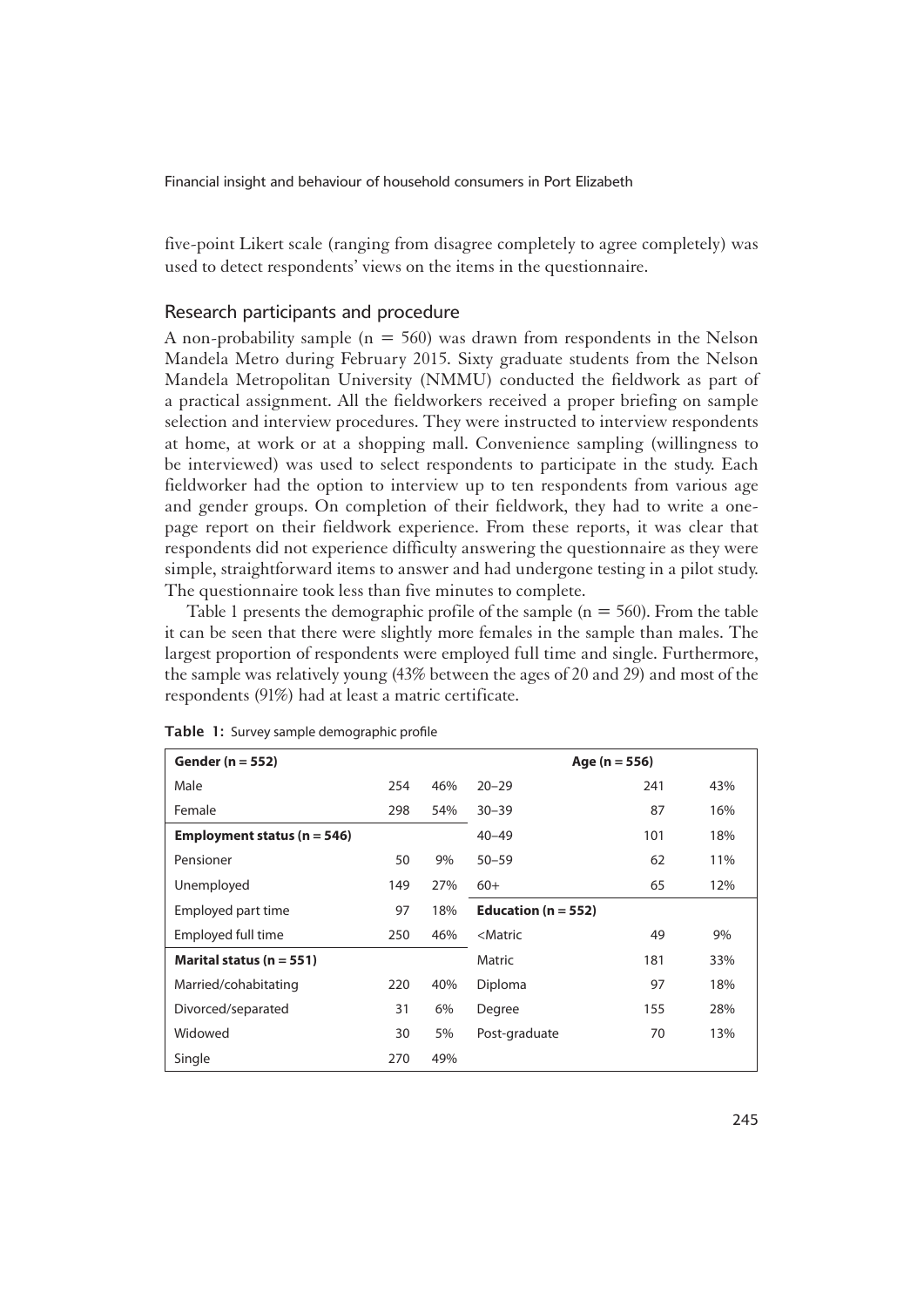five-point Likert scale (ranging from disagree completely to agree completely) was used to detect respondents' views on the items in the questionnaire.

## Research participants and procedure

A non-probability sample (n = 560) was drawn from respondents in the Nelson Mandela Metro during February 2015. Sixty graduate students from the Nelson Mandela Metropolitan University (NMMU) conducted the fieldwork as part of a practical assignment. All the fieldworkers received a proper briefing on sample selection and interview procedures. They were instructed to interview respondents at home, at work or at a shopping mall. Convenience sampling (willingness to be interviewed) was used to select respondents to participate in the study. Each fieldworker had the option to interview up to ten respondents from various age and gender groups. On completion of their fieldwork, they had to write a one-page report on their fieldwork experience. From these reports, it was clear that respondents did not experience difficulty answering the questionnaire as they were simple, straightforward items to answer and had undergone testing in a pilot study. The questionnaire took less than five minutes to complete.

Table 1 presents the demographic profile of the sample (n = 560). From the table it can be seen that there were slightly more females in the sample than males. The largest proportion of respondents were employed full time and single. Furthermore, the sample was relatively young (43% between the ages of 20 and 29) and most of the respondents (91%) had at least a matric certificate.

**Table 1:** Survey sample demographic profile

| **Gender (n = 552)** | | | **Age (n = 556)** | | |
|---|---|---|---|---|---|
| Male | 254 | 46% | 20–29 | 241 | 43% |
| Female | 298 | 54% | 30–39 | 87 | 16% |
| **Employment status (n = 546)** | | | 40–49 | 101 | 18% |
| Pensioner | 50 | 9% | 50–59 | 62 | 11% |
| Unemployed | 149 | 27% | 60+ | 65 | 12% |
| Employed part time | 97 | 18% | **Education (n = 552)** | | |
| Employed full time | 250 | 46% | <Matric | 49 | 9% |
| **Marital status (n = 551)** | | | Matric | 181 | 33% |
| Married/cohabitating | 220 | 40% | Diploma | 97 | 18% |
| Divorced/separated | 31 | 6% | Degree | 155 | 28% |
| Widowed | 30 | 5% | Post-graduate | 70 | 13% |
| Single | 270 | 49% | | | |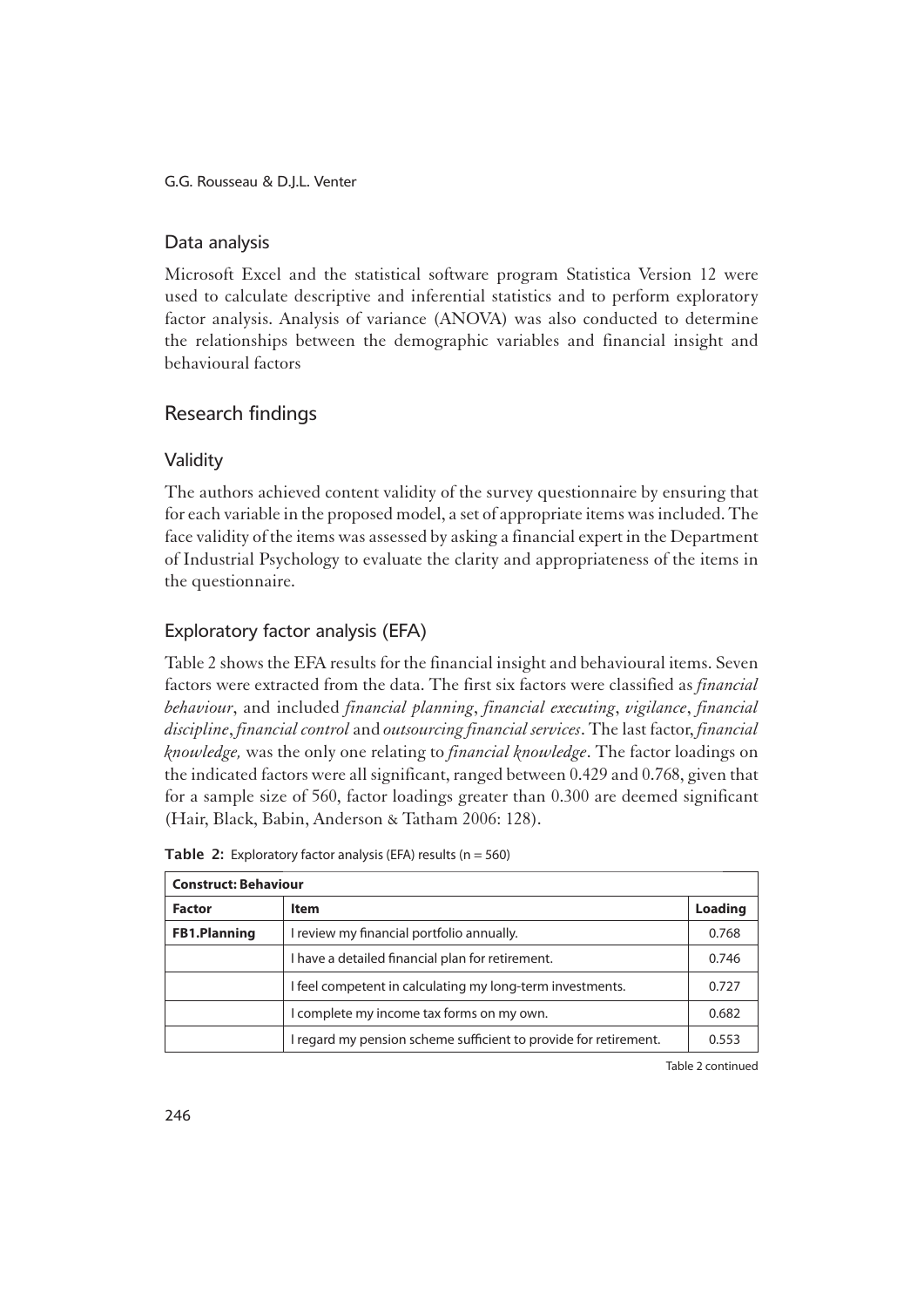## Data analysis

Microsoft Excel and the statistical software program Statistica Version 12 were used to calculate descriptive and inferential statistics and to perform exploratory factor analysis. Analysis of variance (ANOVA) was also conducted to determine the relationships between the demographic variables and financial insight and behavioural factors

## Research findings

### Validity

The authors achieved content validity of the survey questionnaire by ensuring that for each variable in the proposed model, a set of appropriate items was included. The face validity of the items was assessed by asking a financial expert in the Department of Industrial Psychology to evaluate the clarity and appropriateness of the items in the questionnaire.

### Exploratory factor analysis (EFA)

Table 2 shows the EFA results for the financial insight and behavioural items. Seven factors were extracted from the data. The first six factors were classified as *financial behaviour*, and included *financial planning*, *financial executing*, *vigilance*, *financial discipline*, *financial control* and *outsourcing financial services*. The last factor, *financial knowledge,* was the only one relating to *financial knowledge*. The factor loadings on the indicated factors were all significant, ranged between 0.429 and 0.768, given that for a sample size of 560, factor loadings greater than 0.300 are deemed significant (Hair, Black, Babin, Anderson & Tatham 2006: 128).

**Table 2:** Exploratory factor analysis (EFA) results (n = 560)

| **Construct: Behaviour** | | |
|---|---|---|
| **Factor** | **Item** | **Loading** |
| **FB1.Planning** | I review my financial portfolio annually. | 0.768 |
| | I have a detailed financial plan for retirement. | 0.746 |
| | I feel competent in calculating my long-term investments. | 0.727 |
| | I complete my income tax forms on my own. | 0.682 |
| | I regard my pension scheme sufficient to provide for retirement. | 0.553 |

Table 2 continued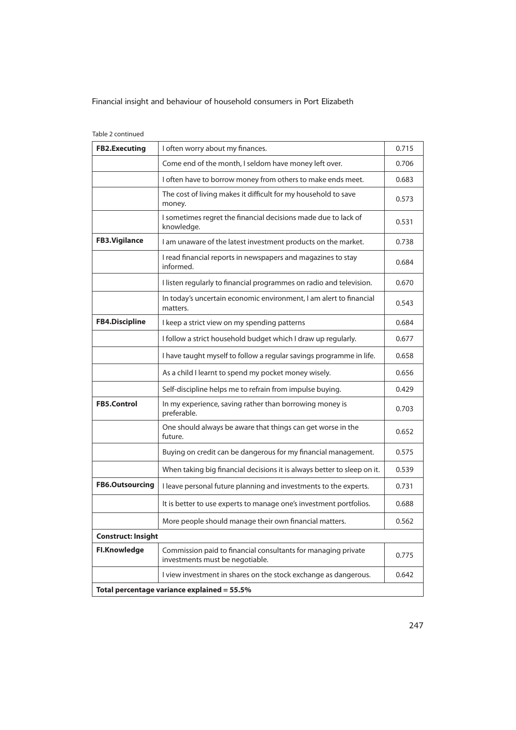Table 2 continued

| | | |
|---|---|---|
| **FB2.Executing** | I often worry about my finances. | 0.715 |
| | Come end of the month, I seldom have money left over. | 0.706 |
| | I often have to borrow money from others to make ends meet. | 0.683 |
| | The cost of living makes it difficult for my household to save money. | 0.573 |
| | I sometimes regret the financial decisions made due to lack of knowledge. | 0.531 |
| **FB3.Vigilance** | I am unaware of the latest investment products on the market. | 0.738 |
| | I read financial reports in newspapers and magazines to stay informed. | 0.684 |
| | I listen regularly to financial programmes on radio and television. | 0.670 |
| | In today's uncertain economic environment, I am alert to financial matters. | 0.543 |
| **FB4.Discipline** | I keep a strict view on my spending patterns | 0.684 |
| | I follow a strict household budget which I draw up regularly. | 0.677 |
| | I have taught myself to follow a regular savings programme in life. | 0.658 |
| | As a child I learnt to spend my pocket money wisely. | 0.656 |
| | Self-discipline helps me to refrain from impulse buying. | 0.429 |
| **FB5.Control** | In my experience, saving rather than borrowing money is preferable. | 0.703 |
| | One should always be aware that things can get worse in the future. | 0.652 |
| | Buying on credit can be dangerous for my financial management. | 0.575 |
| | When taking big financial decisions it is always better to sleep on it. | 0.539 |
| **FB6.Outsourcing** | I leave personal future planning and investments to the experts. | 0.731 |
| | It is better to use experts to manage one's investment portfolios. | 0.688 |
| | More people should manage their own financial matters. | 0.562 |
| **Construct: Insight** | | |
| **FI.Knowledge** | Commission paid to financial consultants for managing private investments must be negotiable. | 0.775 |
| | I view investment in shares on the stock exchange as dangerous. | 0.642 |
| **Total percentage variance explained = 55.5%** | | |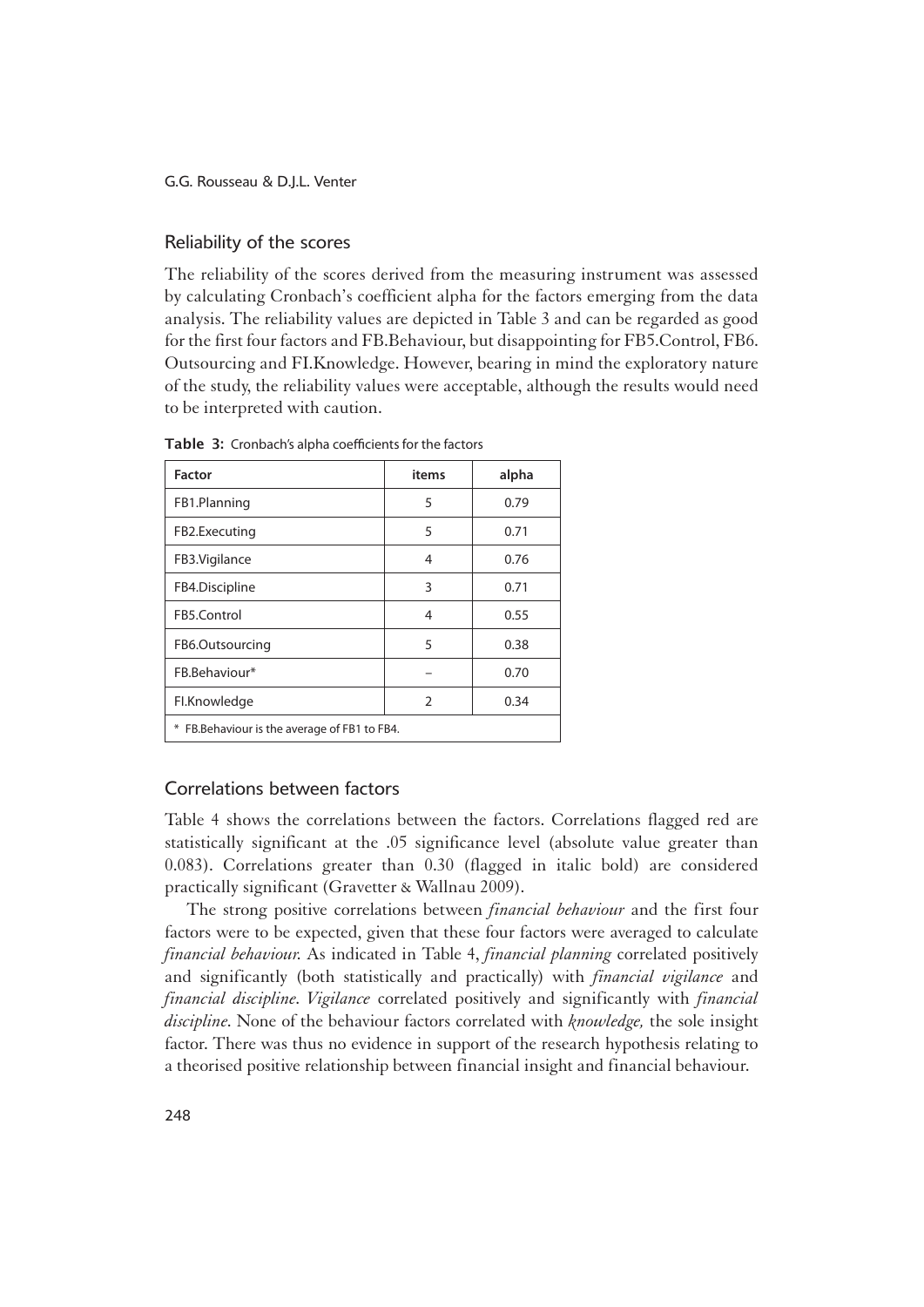## Reliability of the scores

The reliability of the scores derived from the measuring instrument was assessed by calculating Cronbach's coefficient alpha for the factors emerging from the data analysis. The reliability values are depicted in Table 3 and can be regarded as good for the first four factors and FB.Behaviour, but disappointing for FB5.Control, FB6. Outsourcing and FI.Knowledge. However, bearing in mind the exploratory nature of the study, the reliability values were acceptable, although the results would need to be interpreted with caution.

**Table 3:** Cronbach's alpha coefficients for the factors

| Factor | items | alpha |
|---|---|---|
| FB1.Planning | 5 | 0.79 |
| FB2.Executing | 5 | 0.71 |
| FB3.Vigilance | 4 | 0.76 |
| FB4.Discipline | 3 | 0.71 |
| FB5.Control | 4 | 0.55 |
| FB6.Outsourcing | 5 | 0.38 |
| FB.Behaviour* | – | 0.70 |
| FI.Knowledge | 2 | 0.34 |
| * FB.Behaviour is the average of FB1 to FB4. | | |

## Correlations between factors

Table 4 shows the correlations between the factors. Correlations flagged red are statistically significant at the .05 significance level (absolute value greater than 0.083). Correlations greater than 0.30 (flagged in italic bold) are considered practically significant (Gravetter & Wallnau 2009).

The strong positive correlations between *financial behaviour* and the first four factors were to be expected, given that these four factors were averaged to calculate *financial behaviour.* As indicated in Table 4, *financial planning* correlated positively and significantly (both statistically and practically) with *financial vigilance* and *financial discipline*. *Vigilance* correlated positively and significantly with *financial discipline*. None of the behaviour factors correlated with *knowledge,* the sole insight factor. There was thus no evidence in support of the research hypothesis relating to a theorised positive relationship between financial insight and financial behaviour.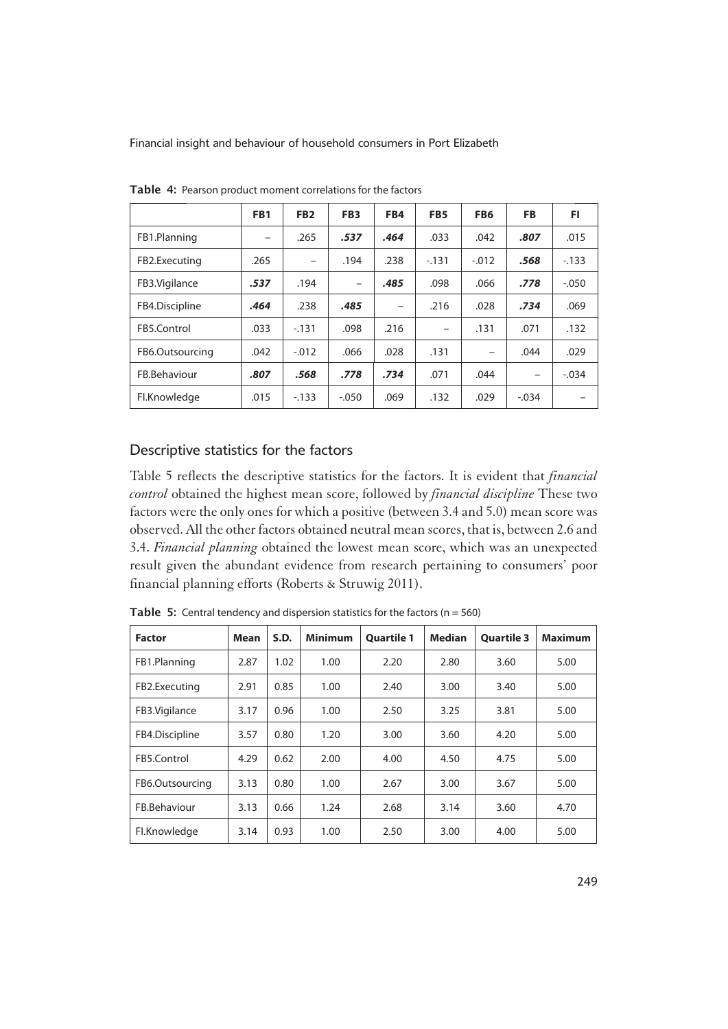**Table 4:** Pearson product moment correlations for the factors

| | FB1 | FB2 | FB3 | FB4 | FB5 | FB6 | FB | FI |
|---|---|---|---|---|---|---|---|---|
| FB1.Planning | – | .265 | ***.537*** | ***.464*** | .033 | .042 | ***.807*** | .015 |
| FB2.Executing | .265 | – | .194 | .238 | -.131 | -.012 | ***.568*** | -.133 |
| FB3.Vigilance | ***.537*** | .194 | – | ***.485*** | .098 | .066 | ***.778*** | -.050 |
| FB4.Discipline | ***.464*** | .238 | ***.485*** | – | .216 | .028 | ***.734*** | .069 |
| FB5.Control | .033 | -.131 | .098 | .216 | – | .131 | .071 | .132 |
| FB6.Outsourcing | .042 | -.012 | .066 | .028 | .131 | – | .044 | .029 |
| FB.Behaviour | ***.807*** | ***.568*** | ***.778*** | ***.734*** | .071 | .044 | – | -.034 |
| FI.Knowledge | .015 | -.133 | -.050 | .069 | .132 | .029 | -.034 | – |

## Descriptive statistics for the factors

Table 5 reflects the descriptive statistics for the factors. It is evident that *financial control* obtained the highest mean score, followed by *financial discipline* These two factors were the only ones for which a positive (between 3.4 and 5.0) mean score was observed. All the other factors obtained neutral mean scores, that is, between 2.6 and 3.4. *Financial planning* obtained the lowest mean score, which was an unexpected result given the abundant evidence from research pertaining to consumers' poor financial planning efforts (Roberts & Struwig 2011).

**Table 5:** Central tendency and dispersion statistics for the factors (n = 560)

| Factor | Mean | S.D. | Minimum | Quartile 1 | Median | Quartile 3 | Maximum |
|---|---|---|---|---|---|---|---|
| FB1.Planning | 2.87 | 1.02 | 1.00 | 2.20 | 2.80 | 3.60 | 5.00 |
| FB2.Executing | 2.91 | 0.85 | 1.00 | 2.40 | 3.00 | 3.40 | 5.00 |
| FB3.Vigilance | 3.17 | 0.96 | 1.00 | 2.50 | 3.25 | 3.81 | 5.00 |
| FB4.Discipline | 3.57 | 0.80 | 1.20 | 3.00 | 3.60 | 4.20 | 5.00 |
| FB5.Control | 4.29 | 0.62 | 2.00 | 4.00 | 4.50 | 4.75 | 5.00 |
| FB6.Outsourcing | 3.13 | 0.80 | 1.00 | 2.67 | 3.00 | 3.67 | 5.00 |
| FB.Behaviour | 3.13 | 0.66 | 1.24 | 2.68 | 3.14 | 3.60 | 4.70 |
| FI.Knowledge | 3.14 | 0.93 | 1.00 | 2.50 | 3.00 | 4.00 | 5.00 |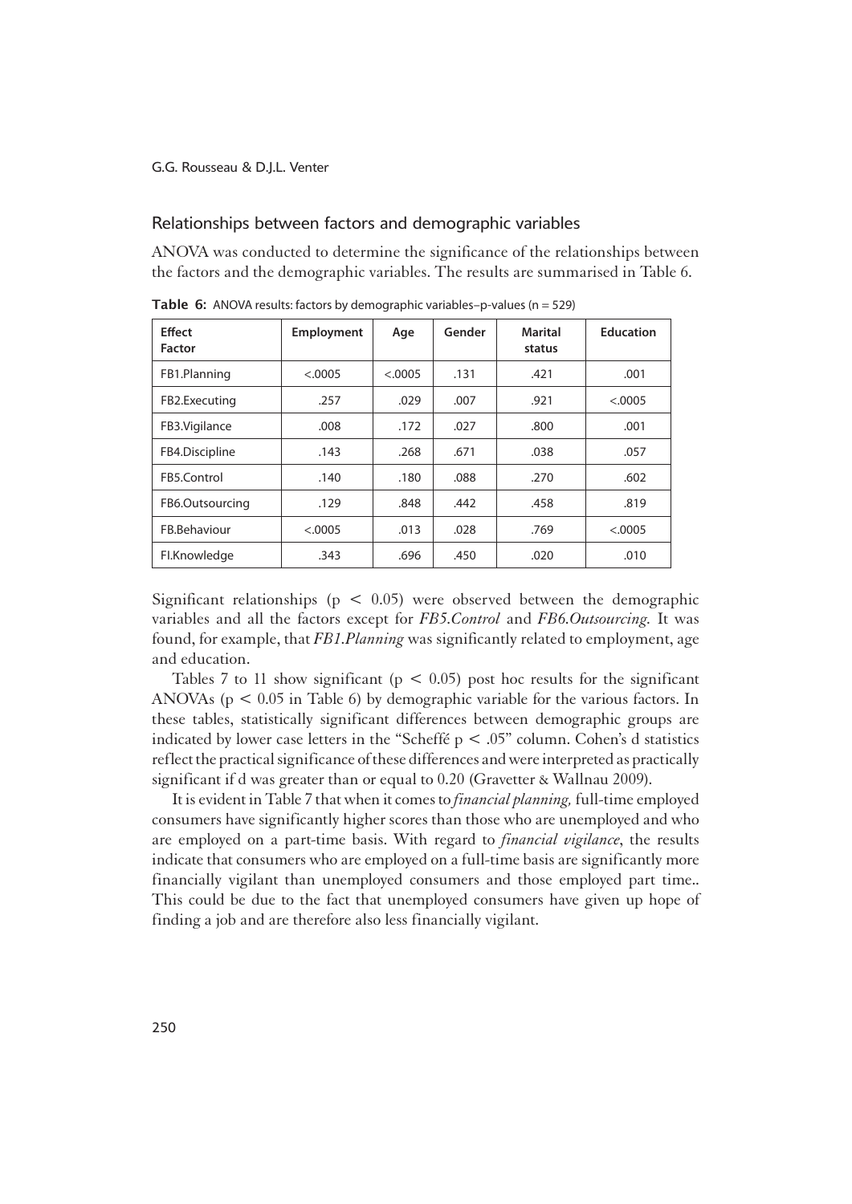## Relationships between factors and demographic variables

ANOVA was conducted to determine the significance of the relationships between the factors and the demographic variables. The results are summarised in Table 6.

**Table 6:** ANOVA results: factors by demographic variables–p-values (n = 529)

| Effect<br>Factor | Employment | Age | Gender | Marital status | Education |
|---|---|---|---|---|---|
| FB1.Planning | <.0005 | <.0005 | .131 | .421 | .001 |
| FB2.Executing | .257 | .029 | .007 | .921 | <.0005 |
| FB3.Vigilance | .008 | .172 | .027 | .800 | .001 |
| FB4.Discipline | .143 | .268 | .671 | .038 | .057 |
| FB5.Control | .140 | .180 | .088 | .270 | .602 |
| FB6.Outsourcing | .129 | .848 | .442 | .458 | .819 |
| FB.Behaviour | <.0005 | .013 | .028 | .769 | <.0005 |
| FI.Knowledge | .343 | .696 | .450 | .020 | .010 |

Significant relationships ($p < 0.05$) were observed between the demographic variables and all the factors except for *FB5.Control* and *FB6.Outsourcing*. It was found, for example, that *FB1.Planning* was significantly related to employment, age and education.

Tables 7 to 11 show significant ($p < 0.05$) post hoc results for the significant ANOVAs ($p < 0.05$ in Table 6) by demographic variable for the various factors. In these tables, statistically significant differences between demographic groups are indicated by lower case letters in the "Scheffé $p < .05$" column. Cohen's d statistics reflect the practical significance of these differences and were interpreted as practically significant if d was greater than or equal to 0.20 (Gravetter & Wallnau 2009).

It is evident in Table 7 that when it comes to *financial planning,* full-time employed consumers have significantly higher scores than those who are unemployed and who are employed on a part-time basis. With regard to *financial vigilance*, the results indicate that consumers who are employed on a full-time basis are significantly more financially vigilant than unemployed consumers and those employed part time.. This could be due to the fact that unemployed consumers have given up hope of finding a job and are therefore also less financially vigilant.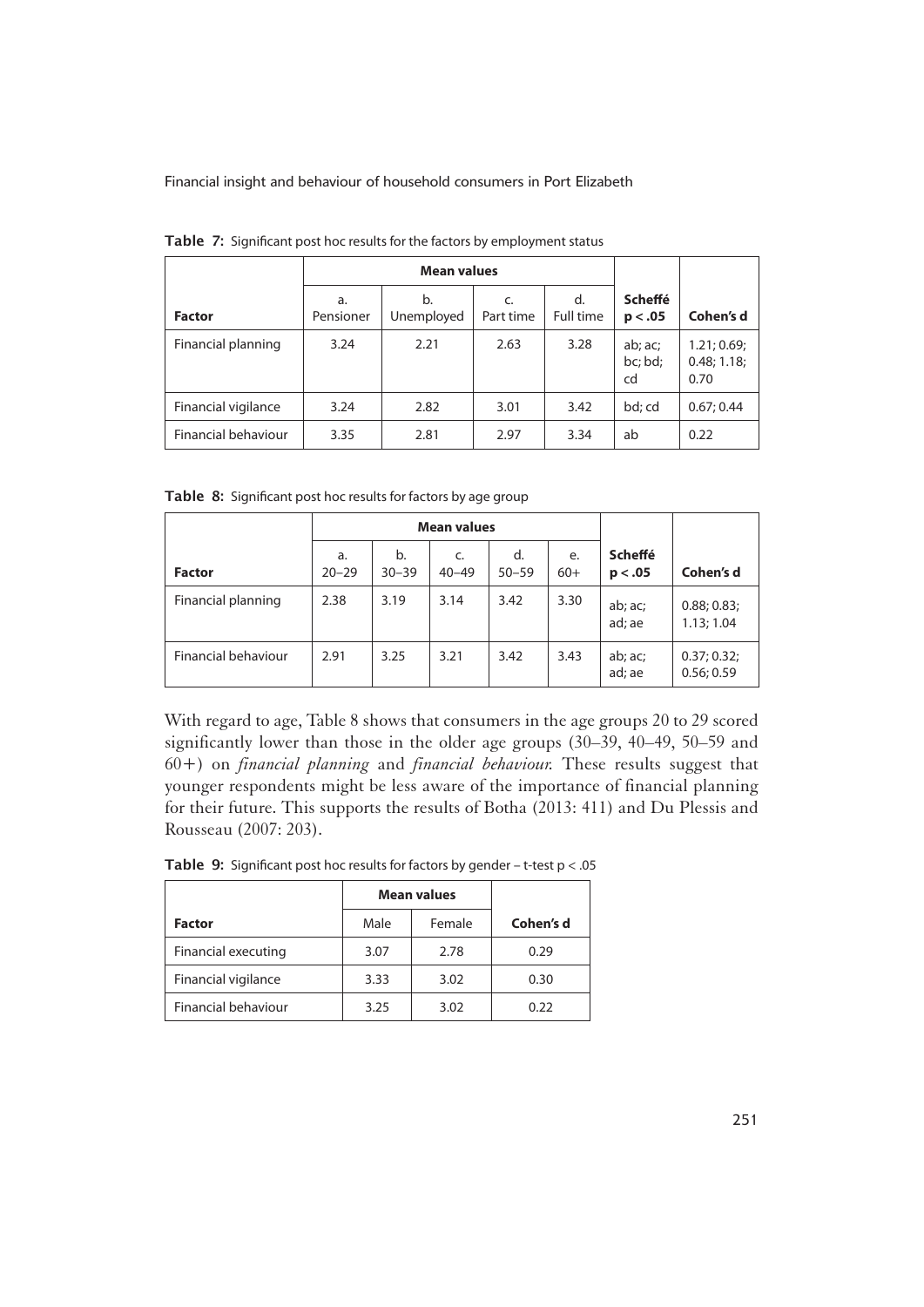**Table 7:** Significant post hoc results for the factors by employment status

| | Mean values | | | | | |
|---|---|---|---|---|---|---|
| **Factor** | a. Pensioner | b. Unemployed | c. Part time | d. Full time | **Scheffé $p < .05$** | **Cohen's d** |
| Financial planning | 3.24 | 2.21 | 2.63 | 3.28 | ab; ac; bc; bd; cd | 1.21; 0.69; 0.48; 1.18; 0.70 |
| Financial vigilance | 3.24 | 2.82 | 3.01 | 3.42 | bd; cd | 0.67; 0.44 |
| Financial behaviour | 3.35 | 2.81 | 2.97 | 3.34 | ab | 0.22 |

**Table 8:** Significant post hoc results for factors by age group

| | Mean values | | | | | | |
|---|---|---|---|---|---|---|---|
| **Factor** | a. 20–29 | b. 30–39 | c. 40–49 | d. 50–59 | e. 60+ | **Scheffé $p < .05$** | **Cohen's d** |
| Financial planning | 2.38 | 3.19 | 3.14 | 3.42 | 3.30 | ab; ac; ad; ae | 0.88; 0.83; 1.13; 1.04 |
| Financial behaviour | 2.91 | 3.25 | 3.21 | 3.42 | 3.43 | ab; ac; ad; ae | 0.37; 0.32; 0.56; 0.59 |

With regard to age, Table 8 shows that consumers in the age groups 20 to 29 scored significantly lower than those in the older age groups (30–39, 40–49, 50–59 and 60+) on *financial planning* and *financial behaviour*. These results suggest that younger respondents might be less aware of the importance of financial planning for their future. This supports the results of Botha (2013: 411) and Du Plessis and Rousseau (2007: 203).

**Table 9:** Significant post hoc results for factors by gender – t-test $p < .05$

| | Mean values | | |
|---|---|---|---|
| **Factor** | Male | Female | **Cohen's d** |
| Financial executing | 3.07 | 2.78 | 0.29 |
| Financial vigilance | 3.33 | 3.02 | 0.30 |
| Financial behaviour | 3.25 | 3.02 | 0.22 |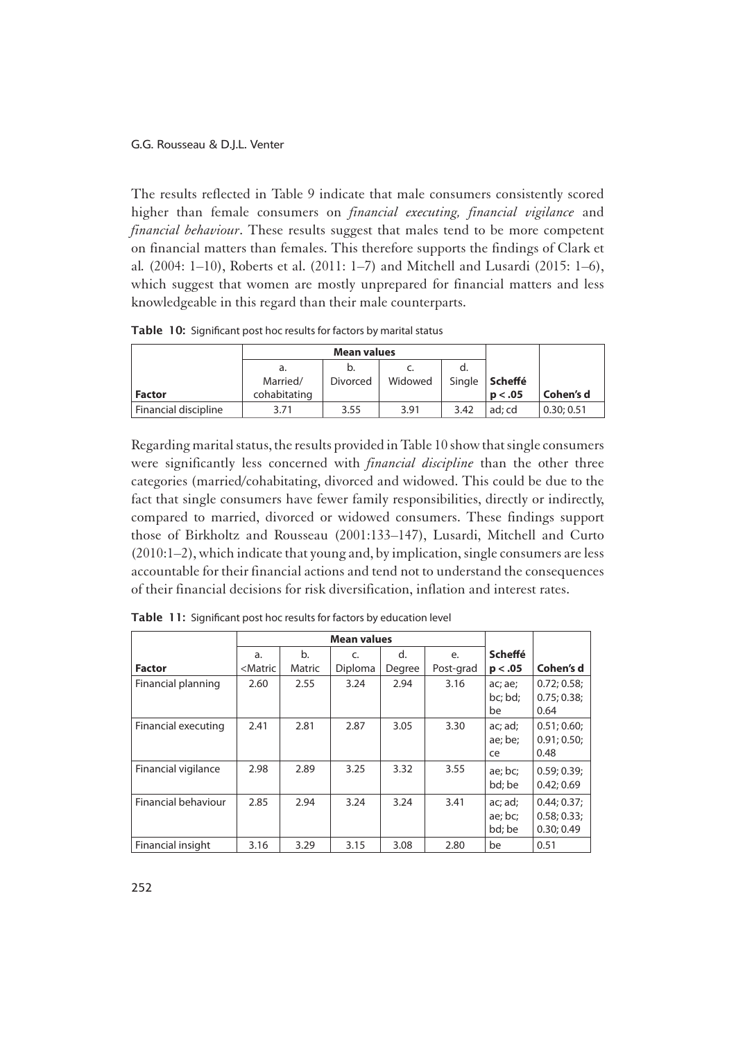The results reflected in Table 9 indicate that male consumers consistently scored higher than female consumers on *financial executing, financial vigilance* and *financial behaviour*. These results suggest that males tend to be more competent on financial matters than females. This therefore supports the findings of Clark et al. (2004: 1–10), Roberts et al. (2011: 1–7) and Mitchell and Lusardi (2015: 1–6), which suggest that women are mostly unprepared for financial matters and less knowledgeable in this regard than their male counterparts.

**Table 10:** Significant post hoc results for factors by marital status

| | Mean values | | | | | |
|---|---|---|---|---|---|---|
| **Factor** | a. Married/ cohabitating | b. Divorced | c. Widowed | d. Single | **Scheffé p < .05** | **Cohen's d** |
| Financial discipline | 3.71 | 3.55 | 3.91 | 3.42 | ad; cd | 0.30; 0.51 |

Regarding marital status, the results provided in Table 10 show that single consumers were significantly less concerned with *financial discipline* than the other three categories (married/cohabitating, divorced and widowed. This could be due to the fact that single consumers have fewer family responsibilities, directly or indirectly, compared to married, divorced or widowed consumers. These findings support those of Birkholtz and Rousseau (2001:133–147), Lusardi, Mitchell and Curto (2010:1–2), which indicate that young and, by implication, single consumers are less accountable for their financial actions and tend not to understand the consequences of their financial decisions for risk diversification, inflation and interest rates.

**Table 11:** Significant post hoc results for factors by education level

| | Mean values | | | | | | |
|---|---|---|---|---|---|---|---|
| **Factor** | a. <Matric | b. Matric | c. Diploma | d. Degree | e. Post-grad | **Scheffé p < .05** | **Cohen's d** |
| Financial planning | 2.60 | 2.55 | 3.24 | 2.94 | 3.16 | ac; ae; bc; bd; be | 0.72; 0.58; 0.75; 0.38; 0.64 |
| Financial executing | 2.41 | 2.81 | 2.87 | 3.05 | 3.30 | ac; ad; ae; be; ce | 0.51; 0.60; 0.91; 0.50; 0.48 |
| Financial vigilance | 2.98 | 2.89 | 3.25 | 3.32 | 3.55 | ae; bc; bd; be | 0.59; 0.39; 0.42; 0.69 |
| Financial behaviour | 2.85 | 2.94 | 3.24 | 3.24 | 3.41 | ac; ad; ae; bc; bd; be | 0.44; 0.37; 0.58; 0.33; 0.30; 0.49 |
| Financial insight | 3.16 | 3.29 | 3.15 | 3.08 | 2.80 | be | 0.51 |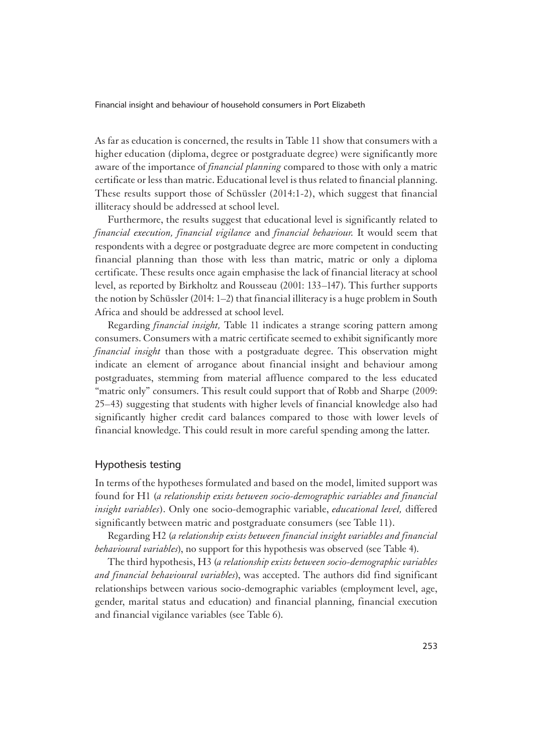As far as education is concerned, the results in Table 11 show that consumers with a higher education (diploma, degree or postgraduate degree) were significantly more aware of the importance of *financial planning* compared to those with only a matric certificate or less than matric. Educational level is thus related to financial planning. These results support those of Schüssler (2014:1-2), which suggest that financial illiteracy should be addressed at school level.

Furthermore, the results suggest that educational level is significantly related to *financial execution, financial vigilance* and *financial behaviour.* It would seem that respondents with a degree or postgraduate degree are more competent in conducting financial planning than those with less than matric, matric or only a diploma certificate. These results once again emphasise the lack of financial literacy at school level, as reported by Birkholtz and Rousseau (2001: 133–147). This further supports the notion by Schüssler (2014: 1–2) that financial illiteracy is a huge problem in South Africa and should be addressed at school level.

Regarding *financial insight,* Table 11 indicates a strange scoring pattern among consumers. Consumers with a matric certificate seemed to exhibit significantly more *financial insight* than those with a postgraduate degree. This observation might indicate an element of arrogance about financial insight and behaviour among postgraduates, stemming from material affluence compared to the less educated "matric only" consumers. This result could support that of Robb and Sharpe (2009: 25–43) suggesting that students with higher levels of financial knowledge also had significantly higher credit card balances compared to those with lower levels of financial knowledge. This could result in more careful spending among the latter.

## Hypothesis testing

In terms of the hypotheses formulated and based on the model, limited support was found for H1 (*a relationship exists between socio-demographic variables and financial insight variables*). Only one socio-demographic variable, *educational level,* differed significantly between matric and postgraduate consumers (see Table 11).

Regarding H2 (*a relationship exists between financial insight variables and financial behavioural variables*), no support for this hypothesis was observed (see Table 4).

The third hypothesis, H3 (*a relationship exists between socio-demographic variables and financial behavioural variables*), was accepted. The authors did find significant relationships between various socio-demographic variables (employment level, age, gender, marital status and education) and financial planning, financial execution and financial vigilance variables (see Table 6).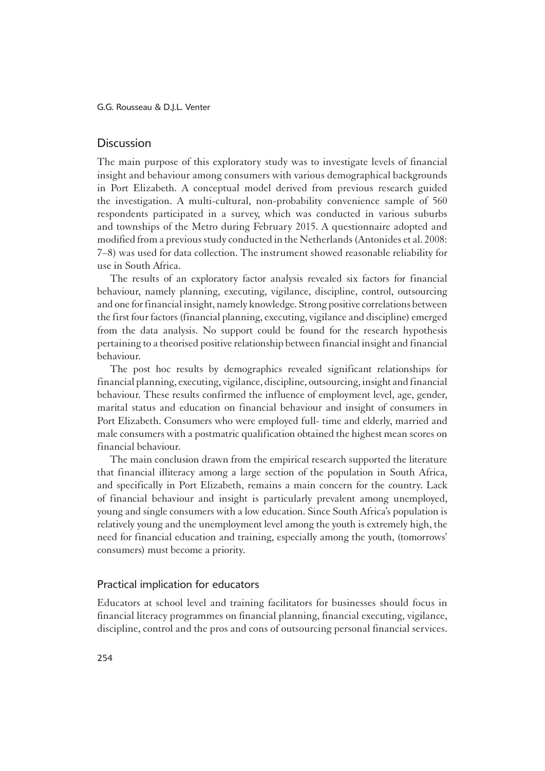## Discussion

The main purpose of this exploratory study was to investigate levels of financial insight and behaviour among consumers with various demographical backgrounds in Port Elizabeth. A conceptual model derived from previous research guided the investigation. A multi-cultural, non-probability convenience sample of 560 respondents participated in a survey, which was conducted in various suburbs and townships of the Metro during February 2015. A questionnaire adopted and modified from a previous study conducted in the Netherlands (Antonides et al. 2008: 7–8) was used for data collection. The instrument showed reasonable reliability for use in South Africa.

The results of an exploratory factor analysis revealed six factors for financial behaviour, namely planning, executing, vigilance, discipline, control, outsourcing and one for financial insight, namely knowledge. Strong positive correlations between the first four factors (financial planning, executing, vigilance and discipline) emerged from the data analysis. No support could be found for the research hypothesis pertaining to a theorised positive relationship between financial insight and financial behaviour.

The post hoc results by demographics revealed significant relationships for financial planning, executing, vigilance, discipline, outsourcing, insight and financial behaviour. These results confirmed the influence of employment level, age, gender, marital status and education on financial behaviour and insight of consumers in Port Elizabeth. Consumers who were employed full- time and elderly, married and male consumers with a postmatric qualification obtained the highest mean scores on financial behaviour.

The main conclusion drawn from the empirical research supported the literature that financial illiteracy among a large section of the population in South Africa, and specifically in Port Elizabeth, remains a main concern for the country. Lack of financial behaviour and insight is particularly prevalent among unemployed, young and single consumers with a low education. Since South Africa's population is relatively young and the unemployment level among the youth is extremely high, the need for financial education and training, especially among the youth, (tomorrows' consumers) must become a priority.

### Practical implication for educators

Educators at school level and training facilitators for businesses should focus in financial literacy programmes on financial planning, financial executing, vigilance, discipline, control and the pros and cons of outsourcing personal financial services.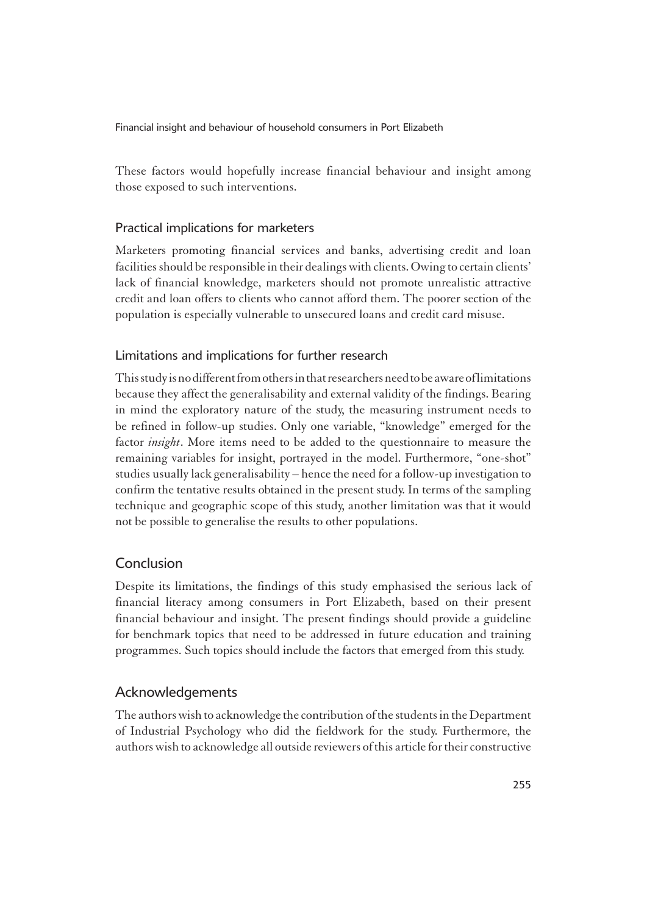These factors would hopefully increase financial behaviour and insight among those exposed to such interventions.

### Practical implications for marketers

Marketers promoting financial services and banks, advertising credit and loan facilities should be responsible in their dealings with clients. Owing to certain clients' lack of financial knowledge, marketers should not promote unrealistic attractive credit and loan offers to clients who cannot afford them. The poorer section of the population is especially vulnerable to unsecured loans and credit card misuse.

### Limitations and implications for further research

This study is no different from others in that researchers need to be aware of limitations because they affect the generalisability and external validity of the findings. Bearing in mind the exploratory nature of the study, the measuring instrument needs to be refined in follow-up studies. Only one variable, "knowledge" emerged for the factor *insight*. More items need to be added to the questionnaire to measure the remaining variables for insight, portrayed in the model. Furthermore, "one-shot" studies usually lack generalisability – hence the need for a follow-up investigation to confirm the tentative results obtained in the present study. In terms of the sampling technique and geographic scope of this study, another limitation was that it would not be possible to generalise the results to other populations.

## Conclusion

Despite its limitations, the findings of this study emphasised the serious lack of financial literacy among consumers in Port Elizabeth, based on their present financial behaviour and insight. The present findings should provide a guideline for benchmark topics that need to be addressed in future education and training programmes. Such topics should include the factors that emerged from this study.

## Acknowledgements

The authors wish to acknowledge the contribution of the students in the Department of Industrial Psychology who did the fieldwork for the study. Furthermore, the authors wish to acknowledge all outside reviewers of this article for their constructive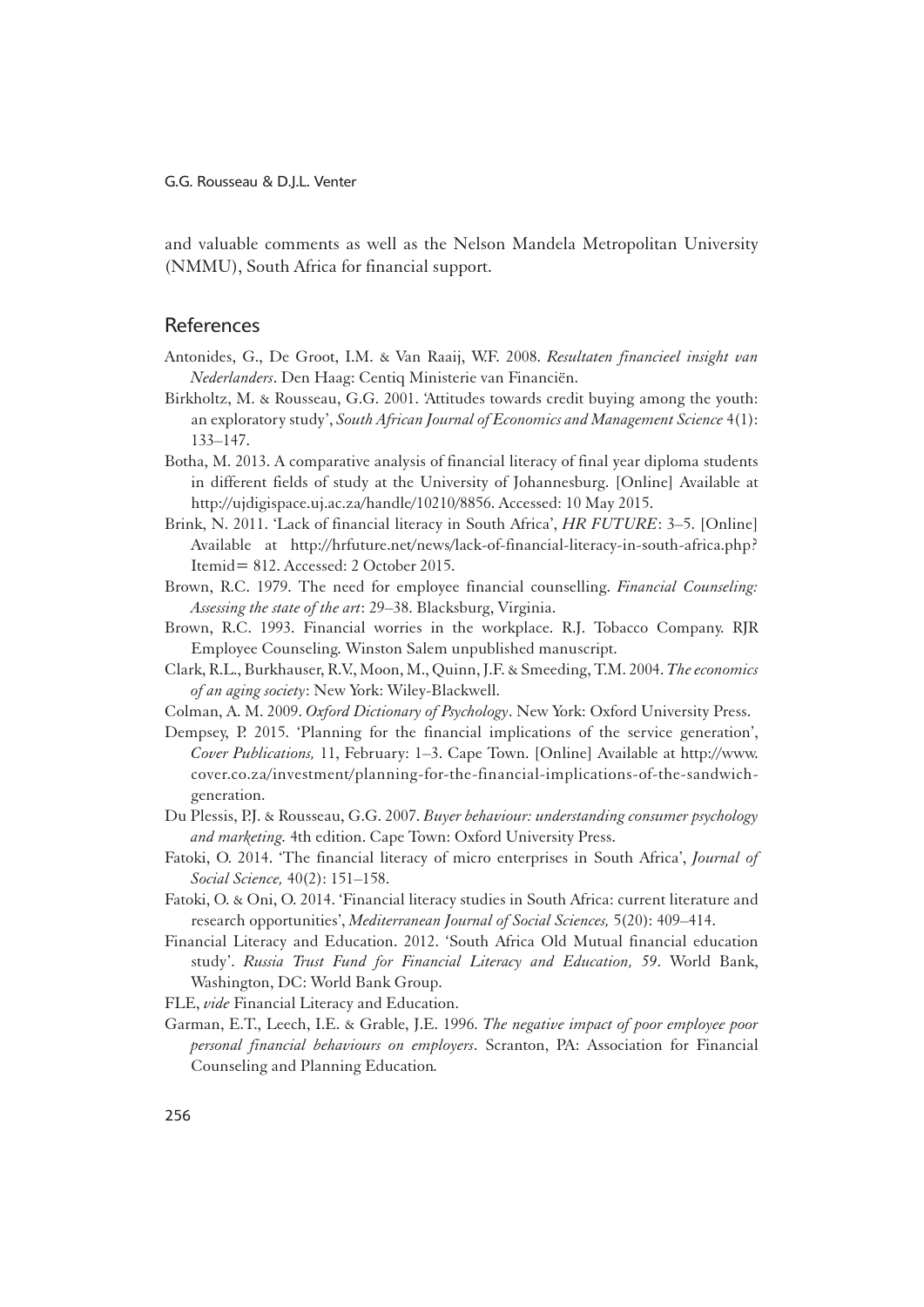and valuable comments as well as the Nelson Mandela Metropolitan University (NMMU), South Africa for financial support.

## References

Antonides, G., De Groot, I.M. & Van Raaij, W.F. 2008. *Resultaten financieel insight van Nederlanders*. Den Haag: Centiq Ministerie van Financiën.

Birkholtz, M. & Rousseau, G.G. 2001. 'Attitudes towards credit buying among the youth: an exploratory study', *South African Journal of Economics and Management Science* 4(1): 133–147.

Botha, M. 2013. A comparative analysis of financial literacy of final year diploma students in different fields of study at the University of Johannesburg. [Online] Available at http://ujdigispace.uj.ac.za/handle/10210/8856. Accessed: 10 May 2015.

Brink, N. 2011. 'Lack of financial literacy in South Africa', *HR FUTURE*: 3–5. [Online] Available at http://hrfuture.net/news/lack-of-financial-literacy-in-south-africa.php? Itemid= 812. Accessed: 2 October 2015.

Brown, R.C. 1979. The need for employee financial counselling. *Financial Counseling: Assessing the state of the art*: 29–38. Blacksburg, Virginia.

Brown, R.C. 1993. Financial worries in the workplace. R.J. Tobacco Company. RJR Employee Counseling. Winston Salem unpublished manuscript.

Clark, R.L., Burkhauser, R.V., Moon, M., Quinn, J.F. & Smeeding, T.M. 2004. *The economics of an aging society*: New York: Wiley-Blackwell.

Colman, A. M. 2009. *Oxford Dictionary of Psychology*. New York: Oxford University Press.

Dempsey, P. 2015. 'Planning for the financial implications of the service generation', *Cover Publications,* 11, February: 1–3. Cape Town. [Online] Available at http://www.cover.co.za/investment/planning-for-the-financial-implications-of-the-sandwich-generation.

Du Plessis, P.J. & Rousseau, G.G. 2007. *Buyer behaviour: understanding consumer psychology and marketing.* 4th edition. Cape Town: Oxford University Press.

Fatoki, O. 2014. 'The financial literacy of micro enterprises in South Africa', *Journal of Social Science,* 40(2): 151–158.

Fatoki, O. & Oni, O. 2014. 'Financial literacy studies in South Africa: current literature and research opportunities', *Mediterranean Journal of Social Sciences,* 5(20): 409–414.

Financial Literacy and Education. 2012. 'South Africa Old Mutual financial education study'. *Russia Trust Fund for Financial Literacy and Education, 59*. World Bank, Washington, DC: World Bank Group.

FLE, *vide* Financial Literacy and Education.

Garman, E.T., Leech, I.E. & Grable, J.E. 1996. *The negative impact of poor employee poor personal financial behaviours on employers*. Scranton, PA: Association for Financial Counseling and Planning Education.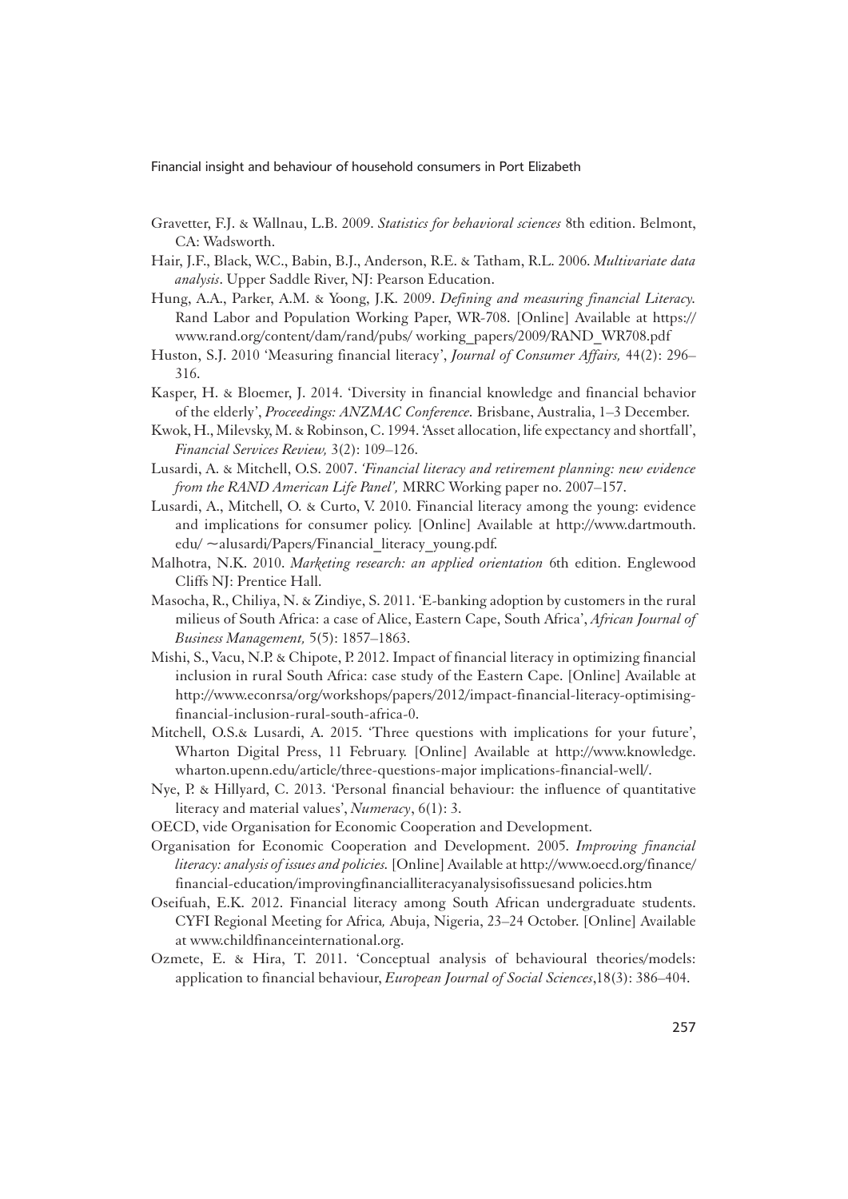Gravetter, F.J. & Wallnau, L.B. 2009. *Statistics for behavioral sciences* 8th edition. Belmont, CA: Wadsworth.

Hair, J.F., Black, W.C., Babin, B.J., Anderson, R.E. & Tatham, R.L. 2006. *Multivariate data analysis*. Upper Saddle River, NJ: Pearson Education.

Hung, A.A., Parker, A.M. & Yoong, J.K. 2009. *Defining and measuring financial Literacy.* Rand Labor and Population Working Paper, WR-708. [Online] Available at https://www.rand.org/content/dam/rand/pubs/ working_papers/2009/RAND_WR708.pdf

Huston, S.J. 2010 'Measuring financial literacy', *Journal of Consumer Affairs,* 44(2): 296–316.

Kasper, H. & Bloemer, J. 2014. 'Diversity in financial knowledge and financial behavior of the elderly', *Proceedings: ANZMAC Conference.* Brisbane, Australia, 1–3 December.

Kwok, H., Milevsky, M. & Robinson, C. 1994. 'Asset allocation, life expectancy and shortfall', *Financial Services Review,* 3(2): 109–126.

Lusardi, A. & Mitchell, O.S. 2007. *'Financial literacy and retirement planning: new evidence from the RAND American Life Panel',* MRRC Working paper no. 2007–157.

Lusardi, A., Mitchell, O. & Curto, V. 2010. Financial literacy among the young: evidence and implications for consumer policy. [Online] Available at http://www.dartmouth.edu/ ~alusardi/Papers/Financial_literacy_young.pdf.

Malhotra, N.K. 2010. *Marketing research: an applied orientation* 6th edition. Englewood Cliffs NJ: Prentice Hall.

Masocha, R., Chiliya, N. & Zindiye, S. 2011. 'E-banking adoption by customers in the rural milieus of South Africa: a case of Alice, Eastern Cape, South Africa', *African Journal of Business Management,* 5(5): 1857–1863.

Mishi, S., Vacu, N.P. & Chipote, P. 2012. Impact of financial literacy in optimizing financial inclusion in rural South Africa: case study of the Eastern Cape. [Online] Available at http://www.econrsa/org/workshops/papers/2012/impact-financial-literacy-optimising-financial-inclusion-rural-south-africa-0.

Mitchell, O.S.& Lusardi, A. 2015. 'Three questions with implications for your future', Wharton Digital Press, 11 February. [Online] Available at http://www.knowledge.wharton.upenn.edu/article/three-questions-major implications-financial-well/.

Nye, P. & Hillyard, C. 2013. 'Personal financial behaviour: the influence of quantitative literacy and material values', *Numeracy*, 6(1): 3.

OECD, vide Organisation for Economic Cooperation and Development.

Organisation for Economic Cooperation and Development. 2005. *Improving financial literacy: analysis of issues and policies.* [Online] Available at http://www.oecd.org/finance/financial-education/improvingfinancialliteracyanalysisofissuesand policies.htm

Oseifuah, E.K. 2012. Financial literacy among South African undergraduate students. CYFI Regional Meeting for Africa*,* Abuja, Nigeria, 23–24 October. [Online] Available at www.childfinanceinternational.org.

Ozmete, E. & Hira, T. 2011. 'Conceptual analysis of behavioural theories/models: application to financial behaviour, *European Journal of Social Sciences*,18(3): 386–404.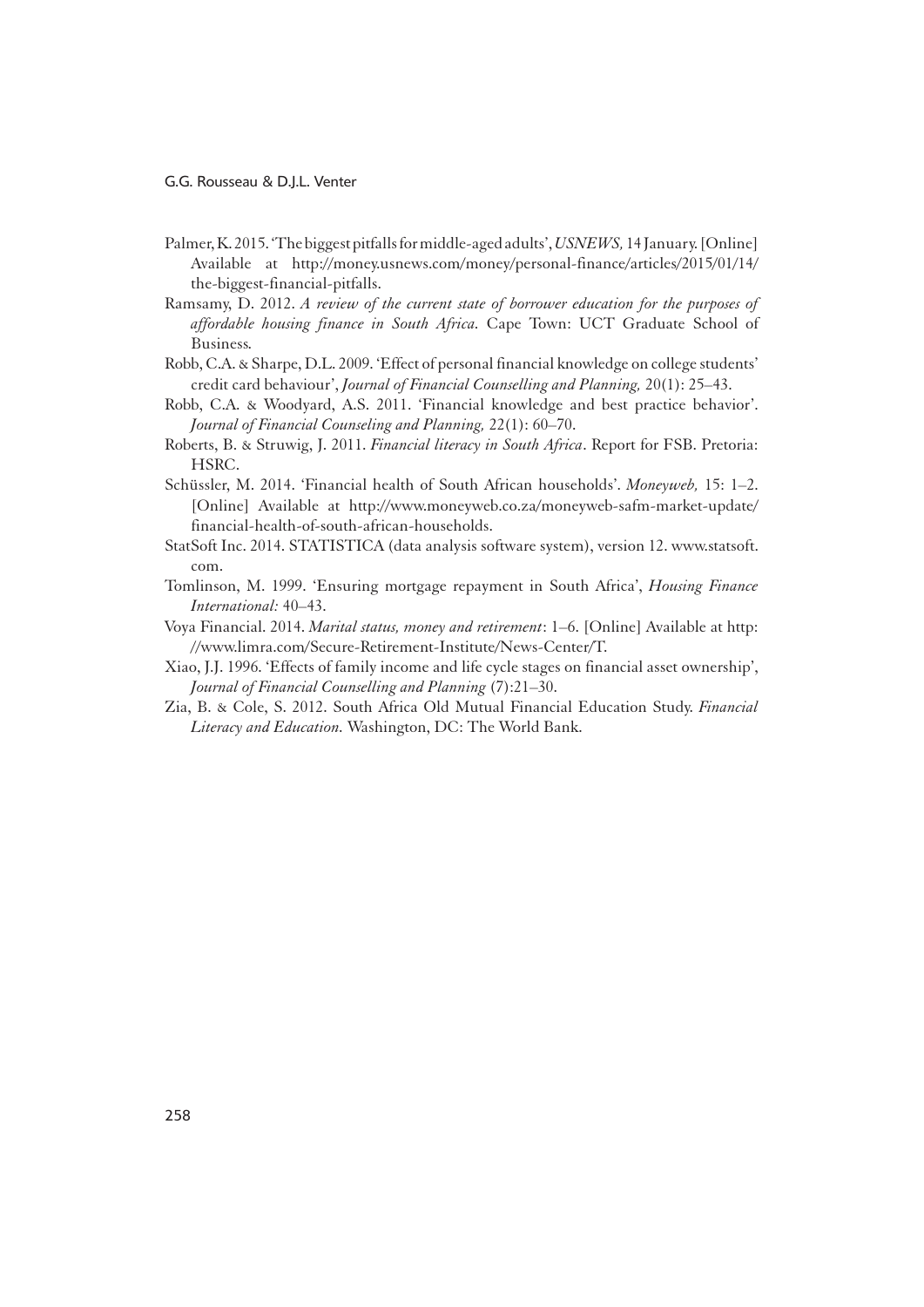Palmer, K. 2015. 'The biggest pitfalls for middle-aged adults', *USNEWS,* 14 January. [Online] Available at http://money.usnews.com/money/personal-finance/articles/2015/01/14/the-biggest-financial-pitfalls.

Ramsamy, D. 2012. *A review of the current state of borrower education for the purposes of affordable housing finance in South Africa.* Cape Town: UCT Graduate School of Business.

Robb, C.A. & Sharpe, D.L. 2009. 'Effect of personal financial knowledge on college students' credit card behaviour', *Journal of Financial Counselling and Planning,* 20(1): 25–43.

Robb, C.A. & Woodyard, A.S. 2011. 'Financial knowledge and best practice behavior'. *Journal of Financial Counseling and Planning,* 22(1): 60–70.

Roberts, B. & Struwig, J. 2011. *Financial literacy in South Africa*. Report for FSB. Pretoria: HSRC.

Schüssler, M. 2014. 'Financial health of South African households'. *Moneyweb,* 15: 1–2. [Online] Available at http://www.moneyweb.co.za/moneyweb-safm-market-update/financial-health-of-south-african-households.

StatSoft Inc. 2014. STATISTICA (data analysis software system), version 12. www.statsoft.com.

Tomlinson, M. 1999. 'Ensuring mortgage repayment in South Africa', *Housing Finance International:* 40–43.

Voya Financial. 2014. *Marital status, money and retirement*: 1–6. [Online] Available at http://www.limra.com/Secure-Retirement-Institute/News-Center/T.

Xiao, J.J. 1996. 'Effects of family income and life cycle stages on financial asset ownership', *Journal of Financial Counselling and Planning* (7):21–30.

Zia, B. & Cole, S. 2012. South Africa Old Mutual Financial Education Study. *Financial Literacy and Education.* Washington, DC: The World Bank.